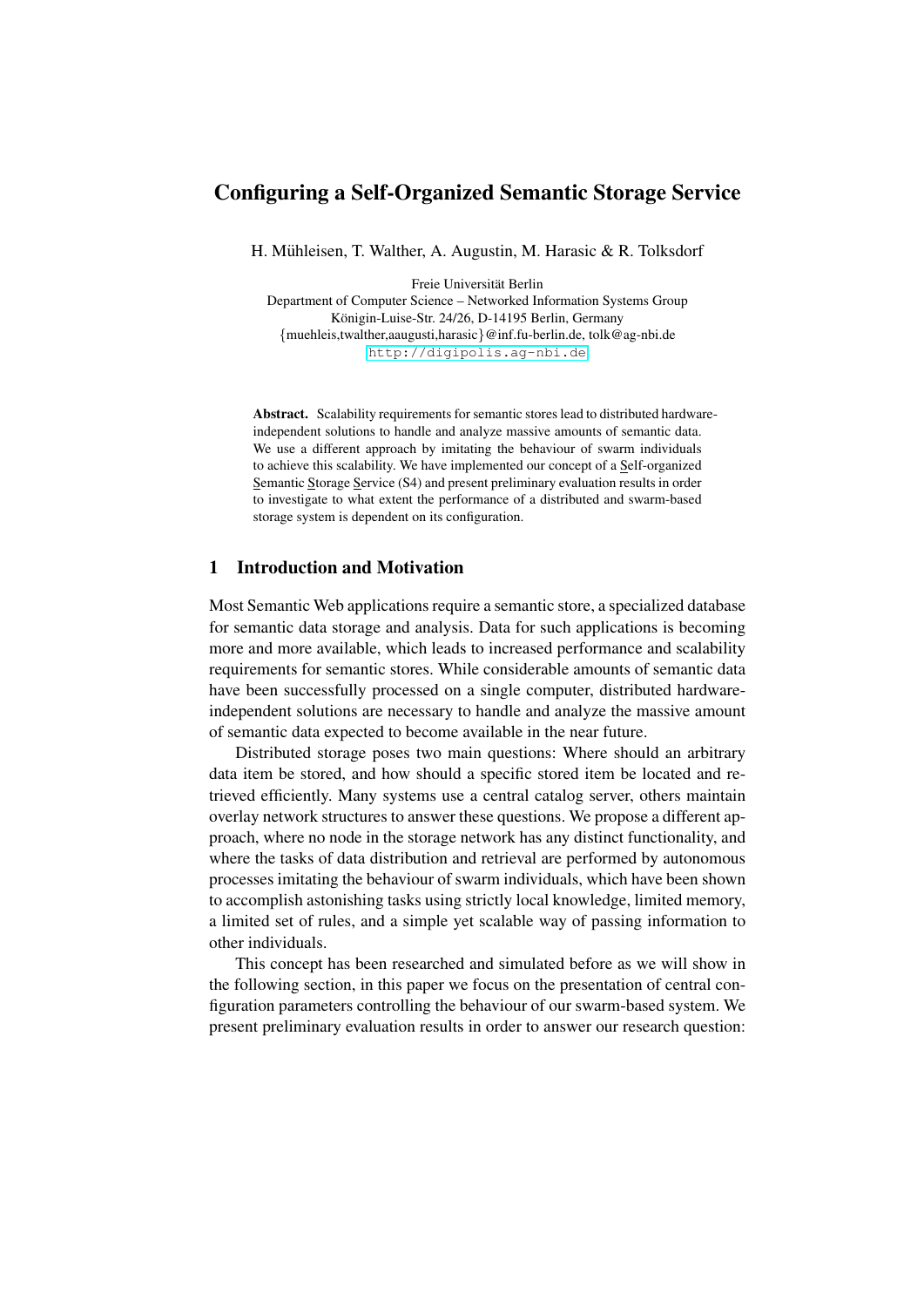# Configuring a Self-Organized Semantic Storage Service

H. Mühleisen, T. Walther, A. Augustin, M. Harasic & R. Tolksdorf

Freie Universität Berlin
Department of Computer Science – Networked Information Systems Group
Königin-Luise-Str. 24/26, D-14195 Berlin, Germany
{muehleis,twalther,aaugusti,harasic}@inf.fu-berlin.de, tolk@ag-nbi.de
http://digipolis.ag-nbi.de

**Abstract.** Scalability requirements for semantic stores lead to distributed hardware-independent solutions to handle and analyze massive amounts of semantic data. We use a different approach by imitating the behaviour of swarm individuals to achieve this scalability. We have implemented our concept of a Self-organized Semantic Storage Service (S4) and present preliminary evaluation results in order to investigate to what extent the performance of a distributed and swarm-based storage system is dependent on its configuration.

## 1 Introduction and Motivation

Most Semantic Web applications require a semantic store, a specialized database for semantic data storage and analysis. Data for such applications is becoming more and more available, which leads to increased performance and scalability requirements for semantic stores. While considerable amounts of semantic data have been successfully processed on a single computer, distributed hardware-independent solutions are necessary to handle and analyze the massive amount of semantic data expected to become available in the near future.

Distributed storage poses two main questions: Where should an arbitrary data item be stored, and how should a specific stored item be located and retrieved efficiently. Many systems use a central catalog server, others maintain overlay network structures to answer these questions. We propose a different approach, where no node in the storage network has any distinct functionality, and where the tasks of data distribution and retrieval are performed by autonomous processes imitating the behaviour of swarm individuals, which have been shown to accomplish astonishing tasks using strictly local knowledge, limited memory, a limited set of rules, and a simple yet scalable way of passing information to other individuals.

This concept has been researched and simulated before as we will show in the following section, in this paper we focus on the presentation of central configuration parameters controlling the behaviour of our swarm-based system. We present preliminary evaluation results in order to answer our research question: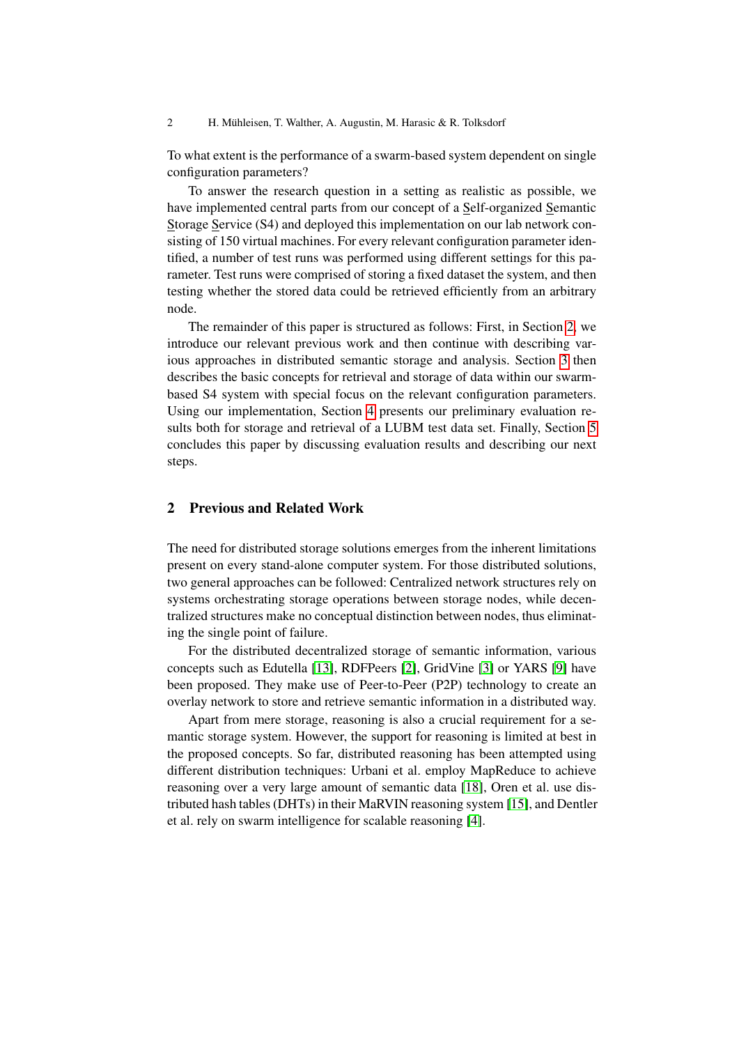To what extent is the performance of a swarm-based system dependent on single configuration parameters?

To answer the research question in a setting as realistic as possible, we have implemented central parts from our concept of a Self-organized Semantic Storage Service (S4) and deployed this implementation on our lab network consisting of 150 virtual machines. For every relevant configuration parameter identified, a number of test runs was performed using different settings for this parameter. Test runs were comprised of storing a fixed dataset the system, and then testing whether the stored data could be retrieved efficiently from an arbitrary node.

The remainder of this paper is structured as follows: First, in Section 2, we introduce our relevant previous work and then continue with describing various approaches in distributed semantic storage and analysis. Section 3 then describes the basic concepts for retrieval and storage of data within our swarm-based S4 system with special focus on the relevant configuration parameters. Using our implementation, Section 4 presents our preliminary evaluation results both for storage and retrieval of a LUBM test data set. Finally, Section 5 concludes this paper by discussing evaluation results and describing our next steps.

## 2 Previous and Related Work

The need for distributed storage solutions emerges from the inherent limitations present on every stand-alone computer system. For those distributed solutions, two general approaches can be followed: Centralized network structures rely on systems orchestrating storage operations between storage nodes, while decentralized structures make no conceptual distinction between nodes, thus eliminating the single point of failure.

For the distributed decentralized storage of semantic information, various concepts such as Edutella [13], RDFPeers [2], GridVine [3] or YARS [9] have been proposed. They make use of Peer-to-Peer (P2P) technology to create an overlay network to store and retrieve semantic information in a distributed way.

Apart from mere storage, reasoning is also a crucial requirement for a semantic storage system. However, the support for reasoning is limited at best in the proposed concepts. So far, distributed reasoning has been attempted using different distribution techniques: Urbani et al. employ MapReduce to achieve reasoning over a very large amount of semantic data [18], Oren et al. use distributed hash tables (DHTs) in their MaRVIN reasoning system [15], and Dentler et al. rely on swarm intelligence for scalable reasoning [4].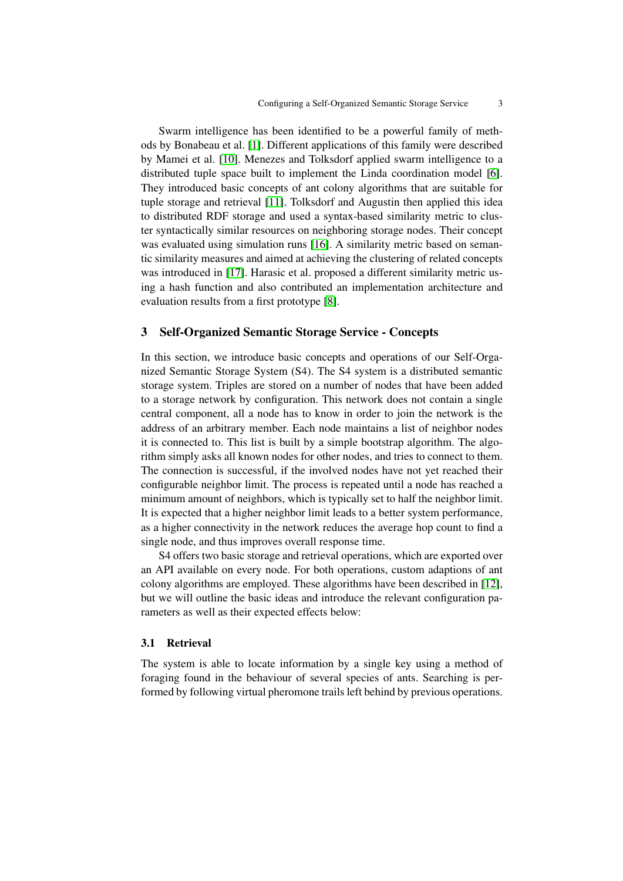Swarm intelligence has been identified to be a powerful family of methods by Bonabeau et al. [1]. Different applications of this family were described by Mamei et al. [10]. Menezes and Tolksdorf applied swarm intelligence to a distributed tuple space built to implement the Linda coordination model [6]. They introduced basic concepts of ant colony algorithms that are suitable for tuple storage and retrieval [11]. Tolksdorf and Augustin then applied this idea to distributed RDF storage and used a syntax-based similarity metric to cluster syntactically similar resources on neighboring storage nodes. Their concept was evaluated using simulation runs [16]. A similarity metric based on semantic similarity measures and aimed at achieving the clustering of related concepts was introduced in [17]. Harasic et al. proposed a different similarity metric using a hash function and also contributed an implementation architecture and evaluation results from a first prototype [8].

## 3 Self-Organized Semantic Storage Service - Concepts

In this section, we introduce basic concepts and operations of our Self-Organized Semantic Storage System (S4). The S4 system is a distributed semantic storage system. Triples are stored on a number of nodes that have been added to a storage network by configuration. This network does not contain a single central component, all a node has to know in order to join the network is the address of an arbitrary member. Each node maintains a list of neighbor nodes it is connected to. This list is built by a simple bootstrap algorithm. The algorithm simply asks all known nodes for other nodes, and tries to connect to them. The connection is successful, if the involved nodes have not yet reached their configurable neighbor limit. The process is repeated until a node has reached a minimum amount of neighbors, which is typically set to half the neighbor limit. It is expected that a higher neighbor limit leads to a better system performance, as a higher connectivity in the network reduces the average hop count to find a single node, and thus improves overall response time.

S4 offers two basic storage and retrieval operations, which are exported over an API available on every node. For both operations, custom adaptions of ant colony algorithms are employed. These algorithms have been described in [12], but we will outline the basic ideas and introduce the relevant configuration parameters as well as their expected effects below:

### 3.1 Retrieval

The system is able to locate information by a single key using a method of foraging found in the behaviour of several species of ants. Searching is performed by following virtual pheromone trails left behind by previous operations.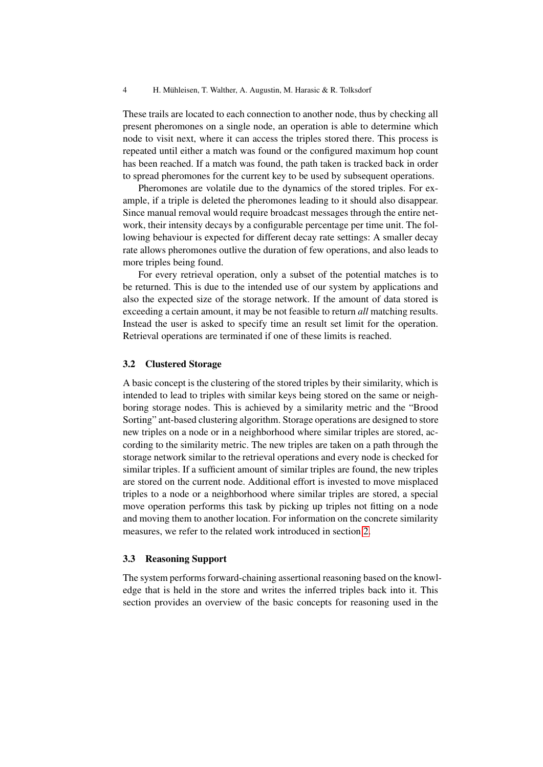These trails are located to each connection to another node, thus by checking all present pheromones on a single node, an operation is able to determine which node to visit next, where it can access the triples stored there. This process is repeated until either a match was found or the configured maximum hop count has been reached. If a match was found, the path taken is tracked back in order to spread pheromones for the current key to be used by subsequent operations.

Pheromones are volatile due to the dynamics of the stored triples. For example, if a triple is deleted the pheromones leading to it should also disappear. Since manual removal would require broadcast messages through the entire network, their intensity decays by a configurable percentage per time unit. The following behaviour is expected for different decay rate settings: A smaller decay rate allows pheromones outlive the duration of few operations, and also leads to more triples being found.

For every retrieval operation, only a subset of the potential matches is to be returned. This is due to the intended use of our system by applications and also the expected size of the storage network. If the amount of data stored is exceeding a certain amount, it may be not feasible to return *all* matching results. Instead the user is asked to specify time an result set limit for the operation. Retrieval operations are terminated if one of these limits is reached.

### 3.2 Clustered Storage

A basic concept is the clustering of the stored triples by their similarity, which is intended to lead to triples with similar keys being stored on the same or neighboring storage nodes. This is achieved by a similarity metric and the "Brood Sorting" ant-based clustering algorithm. Storage operations are designed to store new triples on a node or in a neighborhood where similar triples are stored, according to the similarity metric. The new triples are taken on a path through the storage network similar to the retrieval operations and every node is checked for similar triples. If a sufficient amount of similar triples are found, the new triples are stored on the current node. Additional effort is invested to move misplaced triples to a node or a neighborhood where similar triples are stored, a special move operation performs this task by picking up triples not fitting on a node and moving them to another location. For information on the concrete similarity measures, we refer to the related work introduced in section 2.

### 3.3 Reasoning Support

The system performs forward-chaining assertional reasoning based on the knowledge that is held in the store and writes the inferred triples back into it. This section provides an overview of the basic concepts for reasoning used in the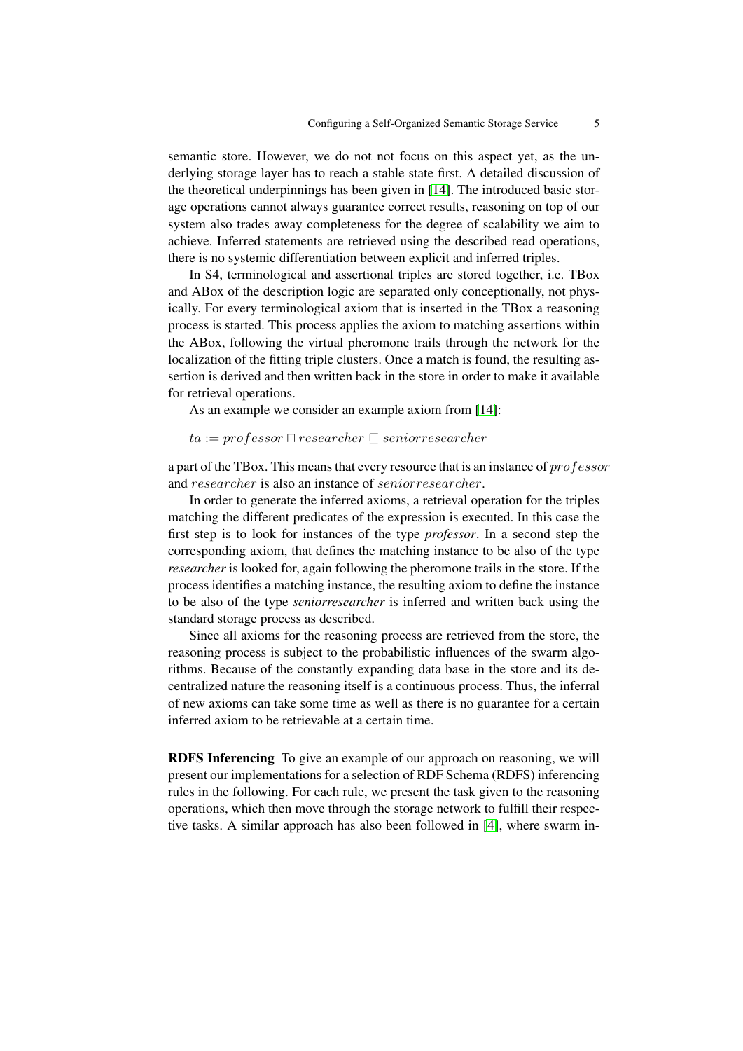semantic store. However, we do not not focus on this aspect yet, as the underlying storage layer has to reach a stable state first. A detailed discussion of the theoretical underpinnings has been given in [14]. The introduced basic storage operations cannot always guarantee correct results, reasoning on top of our system also trades away completeness for the degree of scalability we aim to achieve. Inferred statements are retrieved using the described read operations, there is no systemic differentiation between explicit and inferred triples.

In S4, terminological and assertional triples are stored together, i.e. TBox and ABox of the description logic are separated only conceptionally, not physically. For every terminological axiom that is inserted in the TBox a reasoning process is started. This process applies the axiom to matching assertions within the ABox, following the virtual pheromone trails through the network for the localization of the fitting triple clusters. Once a match is found, the resulting assertion is derived and then written back in the store in order to make it available for retrieval operations.

As an example we consider an example axiom from [14]:

$$ta := professor \sqcap researcher \sqsubseteq seniorresearcher$$

a part of the TBox. This means that every resource that is an instance of $professor$ and $researcher$ is also an instance of $seniorresearcher$.

In order to generate the inferred axioms, a retrieval operation for the triples matching the different predicates of the expression is executed. In this case the first step is to look for instances of the type *professor*. In a second step the corresponding axiom, that defines the matching instance to be also of the type *researcher* is looked for, again following the pheromone trails in the store. If the process identifies a matching instance, the resulting axiom to define the instance to be also of the type *seniorresearcher* is inferred and written back using the standard storage process as described.

Since all axioms for the reasoning process are retrieved from the store, the reasoning process is subject to the probabilistic influences of the swarm algorithms. Because of the constantly expanding data base in the store and its decentralized nature the reasoning itself is a continuous process. Thus, the inferral of new axioms can take some time as well as there is no guarantee for a certain inferred axiom to be retrievable at a certain time.

**RDFS Inferencing** To give an example of our approach on reasoning, we will present our implementations for a selection of RDF Schema (RDFS) inferencing rules in the following. For each rule, we present the task given to the reasoning operations, which then move through the storage network to fulfill their respective tasks. A similar approach has also been followed in [4], where swarm in-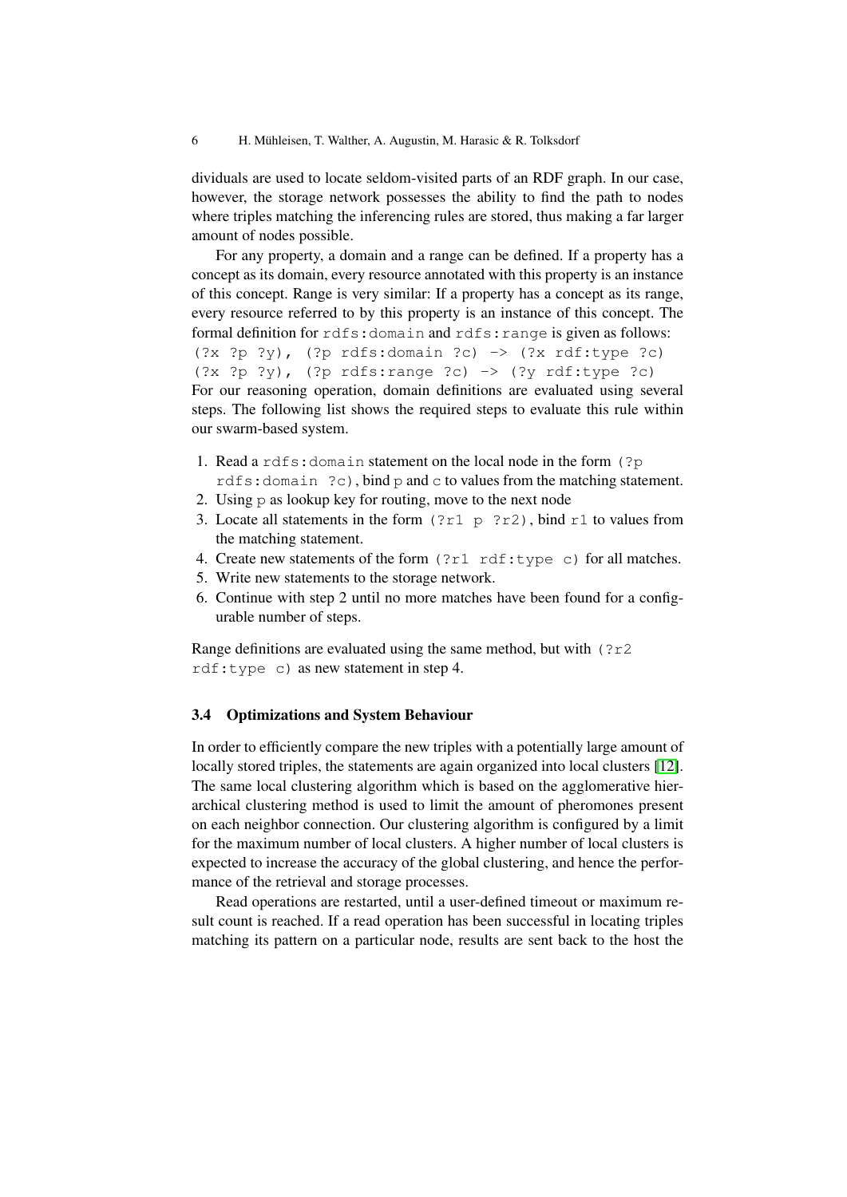dividuals are used to locate seldom-visited parts of an RDF graph. In our case, however, the storage network possesses the ability to find the path to nodes where triples matching the inferencing rules are stored, thus making a far larger amount of nodes possible.

For any property, a domain and a range can be defined. If a property has a concept as its domain, every resource annotated with this property is an instance of this concept. Range is very similar: If a property has a concept as its range, every resource referred to by this property is an instance of this concept. The formal definition for `rdfs:domain` and `rdfs:range` is given as follows:

```
(?x ?p ?y), (?p rdfs:domain ?c) -> (?x rdf:type ?c)
(?x ?p ?y), (?p rdfs:range ?c) -> (?y rdf:type ?c)
```

For our reasoning operation, domain definitions are evaluated using several steps. The following list shows the required steps to evaluate this rule within our swarm-based system.

1. Read a `rdfs:domain` statement on the local node in the form `(?p rdfs:domain ?c)`, bind `p` and `c` to values from the matching statement.
2. Using `p` as lookup key for routing, move to the next node
3. Locate all statements in the form `(?r1 p ?r2)`, bind `r1` to values from the matching statement.
4. Create new statements of the form `(?r1 rdf:type c)` for all matches.
5. Write new statements to the storage network.
6. Continue with step 2 until no more matches have been found for a configurable number of steps.

Range definitions are evaluated using the same method, but with `(?r2 rdf:type c)` as new statement in step 4.

### 3.4 Optimizations and System Behaviour

In order to efficiently compare the new triples with a potentially large amount of locally stored triples, the statements are again organized into local clusters [12]. The same local clustering algorithm which is based on the agglomerative hierarchical clustering method is used to limit the amount of pheromones present on each neighbor connection. Our clustering algorithm is configured by a limit for the maximum number of local clusters. A higher number of local clusters is expected to increase the accuracy of the global clustering, and hence the performance of the retrieval and storage processes.

Read operations are restarted, until a user-defined timeout or maximum result count is reached. If a read operation has been successful in locating triples matching its pattern on a particular node, results are sent back to the host the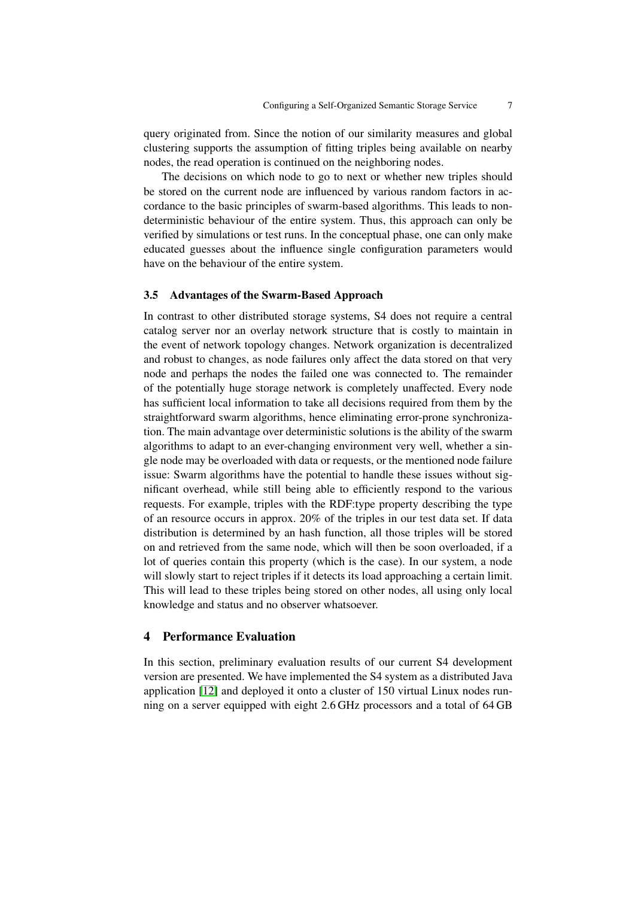query originated from. Since the notion of our similarity measures and global clustering supports the assumption of fitting triples being available on nearby nodes, the read operation is continued on the neighboring nodes.

The decisions on which node to go to next or whether new triples should be stored on the current node are influenced by various random factors in accordance to the basic principles of swarm-based algorithms. This leads to non-deterministic behaviour of the entire system. Thus, this approach can only be verified by simulations or test runs. In the conceptual phase, one can only make educated guesses about the influence single configuration parameters would have on the behaviour of the entire system.

### 3.5 Advantages of the Swarm-Based Approach

In contrast to other distributed storage systems, S4 does not require a central catalog server nor an overlay network structure that is costly to maintain in the event of network topology changes. Network organization is decentralized and robust to changes, as node failures only affect the data stored on that very node and perhaps the nodes the failed one was connected to. The remainder of the potentially huge storage network is completely unaffected. Every node has sufficient local information to take all decisions required from them by the straightforward swarm algorithms, hence eliminating error-prone synchronization. The main advantage over deterministic solutions is the ability of the swarm algorithms to adapt to an ever-changing environment very well, whether a single node may be overloaded with data or requests, or the mentioned node failure issue: Swarm algorithms have the potential to handle these issues without significant overhead, while still being able to efficiently respond to the various requests. For example, triples with the RDF:type property describing the type of an resource occurs in approx. 20% of the triples in our test data set. If data distribution is determined by an hash function, all those triples will be stored on and retrieved from the same node, which will then be soon overloaded, if a lot of queries contain this property (which is the case). In our system, a node will slowly start to reject triples if it detects its load approaching a certain limit. This will lead to these triples being stored on other nodes, all using only local knowledge and status and no observer whatsoever.

## 4 Performance Evaluation

In this section, preliminary evaluation results of our current S4 development version are presented. We have implemented the S4 system as a distributed Java application [12] and deployed it onto a cluster of 150 virtual Linux nodes running on a server equipped with eight 2.6 GHz processors and a total of 64 GB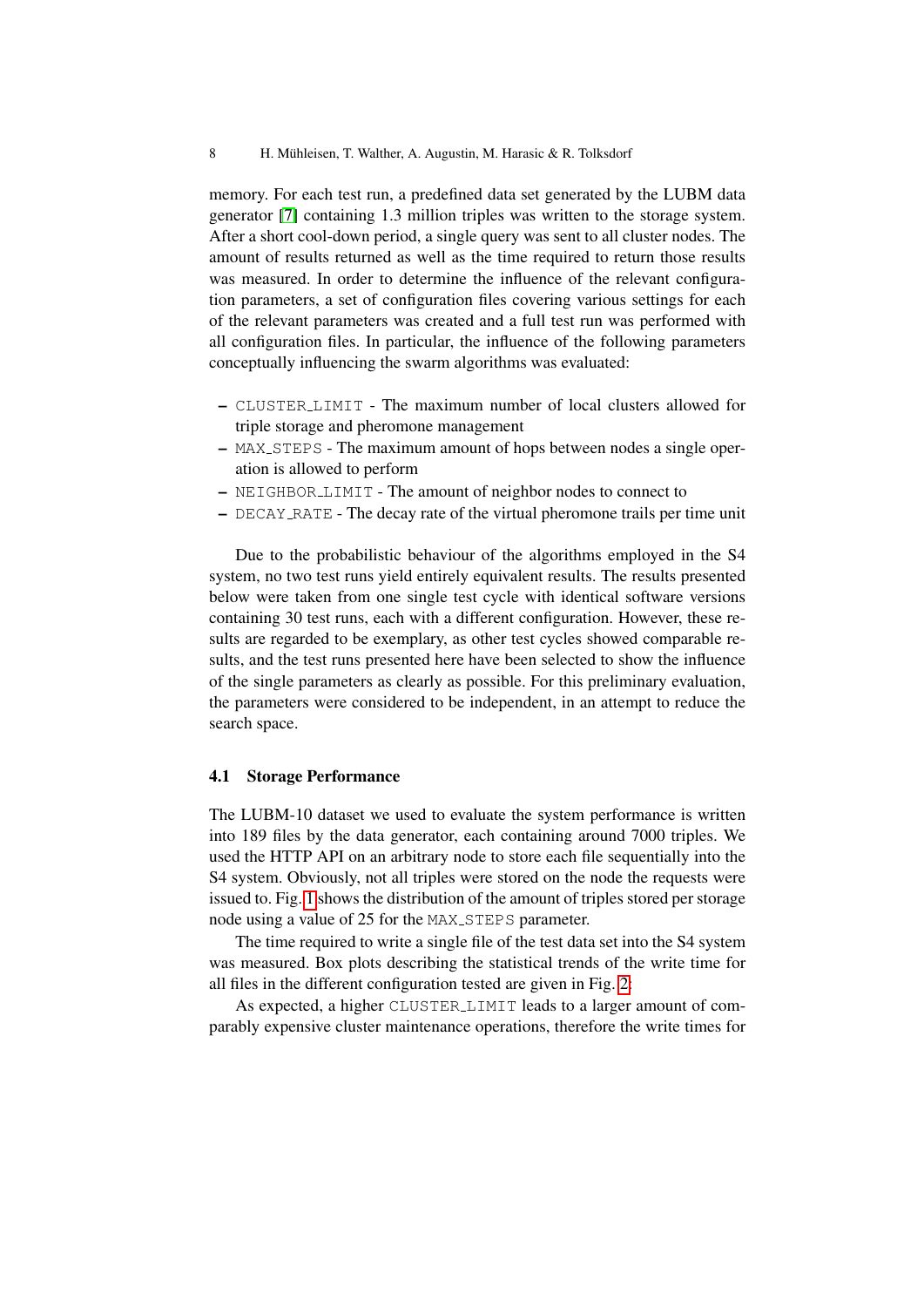memory. For each test run, a predefined data set generated by the LUBM data generator [7] containing 1.3 million triples was written to the storage system. After a short cool-down period, a single query was sent to all cluster nodes. The amount of results returned as well as the time required to return those results was measured. In order to determine the influence of the relevant configuration parameters, a set of configuration files covering various settings for each of the relevant parameters was created and a full test run was performed with all configuration files. In particular, the influence of the following parameters conceptually influencing the swarm algorithms was evaluated:

- `CLUSTER_LIMIT` - The maximum number of local clusters allowed for triple storage and pheromone management
- `MAX_STEPS` - The maximum amount of hops between nodes a single operation is allowed to perform
- `NEIGHBOR_LIMIT` - The amount of neighbor nodes to connect to
- `DECAY_RATE` - The decay rate of the virtual pheromone trails per time unit

Due to the probabilistic behaviour of the algorithms employed in the S4 system, no two test runs yield entirely equivalent results. The results presented below were taken from one single test cycle with identical software versions containing 30 test runs, each with a different configuration. However, these results are regarded to be exemplary, as other test cycles showed comparable results, and the test runs presented here have been selected to show the influence of the single parameters as clearly as possible. For this preliminary evaluation, the parameters were considered to be independent, in an attempt to reduce the search space.

### 4.1 Storage Performance

The LUBM-10 dataset we used to evaluate the system performance is written into 189 files by the data generator, each containing around 7000 triples. We used the HTTP API on an arbitrary node to store each file sequentially into the S4 system. Obviously, not all triples were stored on the node the requests were issued to. Fig. 1 shows the distribution of the amount of triples stored per storage node using a value of 25 for the `MAX_STEPS` parameter.

The time required to write a single file of the test data set into the S4 system was measured. Box plots describing the statistical trends of the write time for all files in the different configuration tested are given in Fig. 2.

As expected, a higher `CLUSTER_LIMIT` leads to a larger amount of comparably expensive cluster maintenance operations, therefore the write times for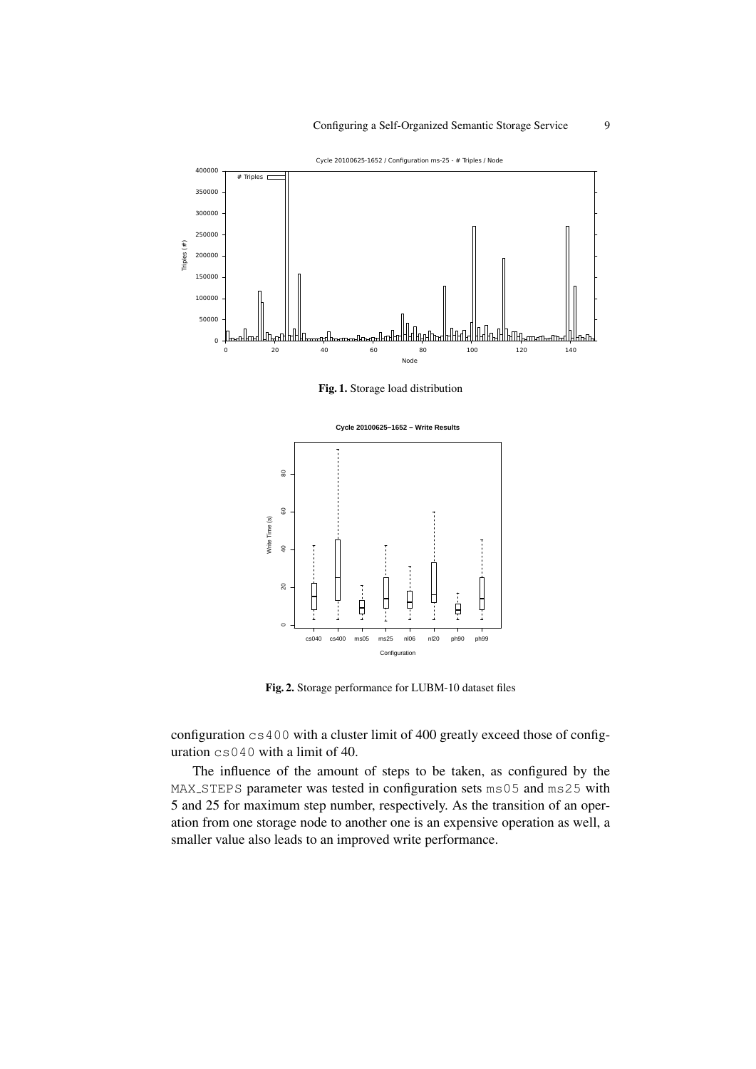**Fig. 1.** Storage load distribution

**Fig. 2.** Storage performance for LUBM-10 dataset files

configuration `cs400` with a cluster limit of 400 greatly exceed those of configuration `cs040` with a limit of 40.

The influence of the amount of steps to be taken, as configured by the `MAX_STEPS` parameter was tested in configuration sets `ms05` and `ms25` with 5 and 25 for maximum step number, respectively. As the transition of an operation from one storage node to another one is an expensive operation as well, a smaller value also leads to an improved write performance.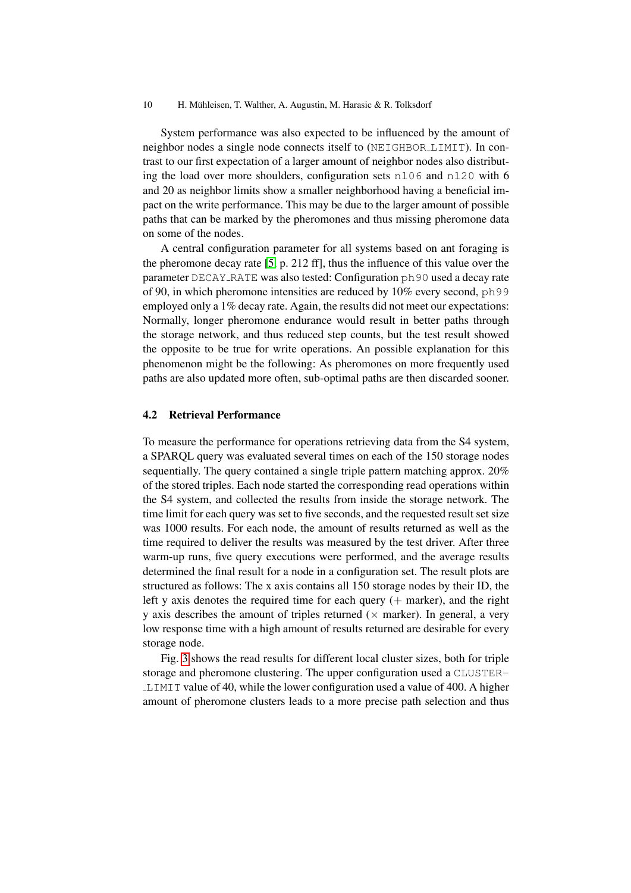System performance was also expected to be influenced by the amount of neighbor nodes a single node connects itself to (NEIGHBOR_LIMIT). In contrast to our first expectation of a larger amount of neighbor nodes also distributing the load over more shoulders, configuration sets nl06 and nl20 with 6 and 20 as neighbor limits show a smaller neighborhood having a beneficial impact on the write performance. This may be due to the larger amount of possible paths that can be marked by the pheromones and thus missing pheromone data on some of the nodes.

A central configuration parameter for all systems based on ant foraging is the pheromone decay rate [5, p. 212 ff], thus the influence of this value over the parameter DECAY_RATE was also tested: Configuration ph90 used a decay rate of 90, in which pheromone intensities are reduced by 10% every second, ph99 employed only a 1% decay rate. Again, the results did not meet our expectations: Normally, longer pheromone endurance would result in better paths through the storage network, and thus reduced step counts, but the test result showed the opposite to be true for write operations. An possible explanation for this phenomenon might be the following: As pheromones on more frequently used paths are also updated more often, sub-optimal paths are then discarded sooner.

### 4.2 Retrieval Performance

To measure the performance for operations retrieving data from the S4 system, a SPARQL query was evaluated several times on each of the 150 storage nodes sequentially. The query contained a single triple pattern matching approx. 20% of the stored triples. Each node started the corresponding read operations within the S4 system, and collected the results from inside the storage network. The time limit for each query was set to five seconds, and the requested result set size was 1000 results. For each node, the amount of results returned as well as the time required to deliver the results was measured by the test driver. After three warm-up runs, five query executions were performed, and the average results determined the final result for a node in a configuration set. The result plots are structured as follows: The x axis contains all 150 storage nodes by their ID, the left y axis denotes the required time for each query (+ marker), and the right y axis describes the amount of triples returned (× marker). In general, a very low response time with a high amount of results returned are desirable for every storage node.

Fig. 3 shows the read results for different local cluster sizes, both for triple storage and pheromone clustering. The upper configuration used a CLUSTER_LIMIT value of 40, while the lower configuration used a value of 400. A higher amount of pheromone clusters leads to a more precise path selection and thus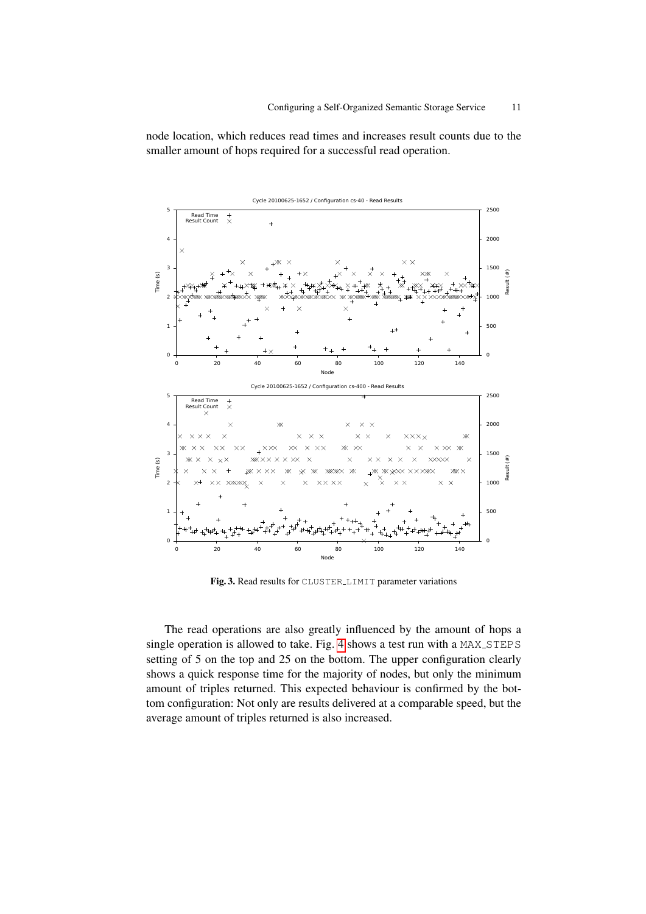node location, which reduces read times and increases result counts due to the smaller amount of hops required for a successful read operation.

**Fig. 3.** Read results for CLUSTER_LIMIT parameter variations

The read operations are also greatly influenced by the amount of hops a single operation is allowed to take. Fig. 4 shows a test run with a MAX_STEPS setting of 5 on the top and 25 on the bottom. The upper configuration clearly shows a quick response time for the majority of nodes, but only the minimum amount of triples returned. This expected behaviour is confirmed by the bottom configuration: Not only are results delivered at a comparable speed, but the average amount of triples returned is also increased.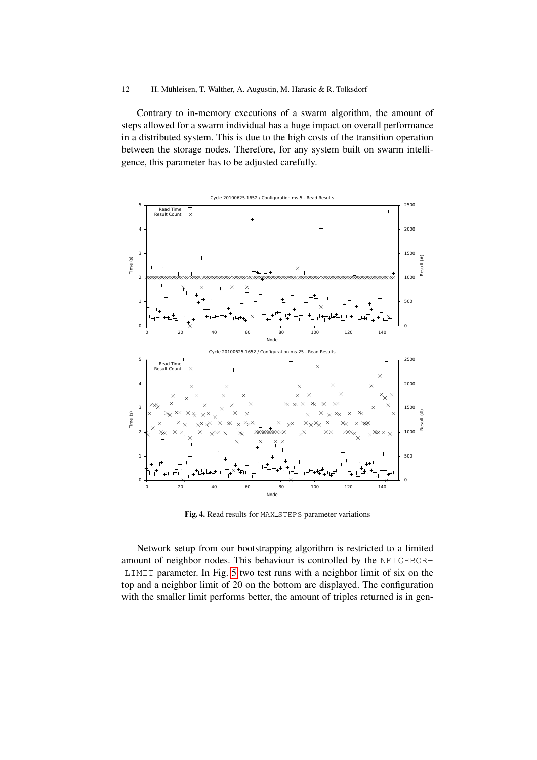Contrary to in-memory executions of a swarm algorithm, the amount of steps allowed for a swarm individual has a huge impact on overall performance in a distributed system. This is due to the high costs of the transition operation between the storage nodes. Therefore, for any system built on swarm intelligence, this parameter has to be adjusted carefully.

**Fig. 4.** Read results for MAX_STEPS parameter variations

Network setup from our bootstrapping algorithm is restricted to a limited amount of neighbor nodes. This behaviour is controlled by the NEIGHBOR-_LIMIT parameter. In Fig. 5 two test runs with a neighbor limit of six on the top and a neighbor limit of 20 on the bottom are displayed. The configuration with the smaller limit performs better, the amount of triples returned is in gen-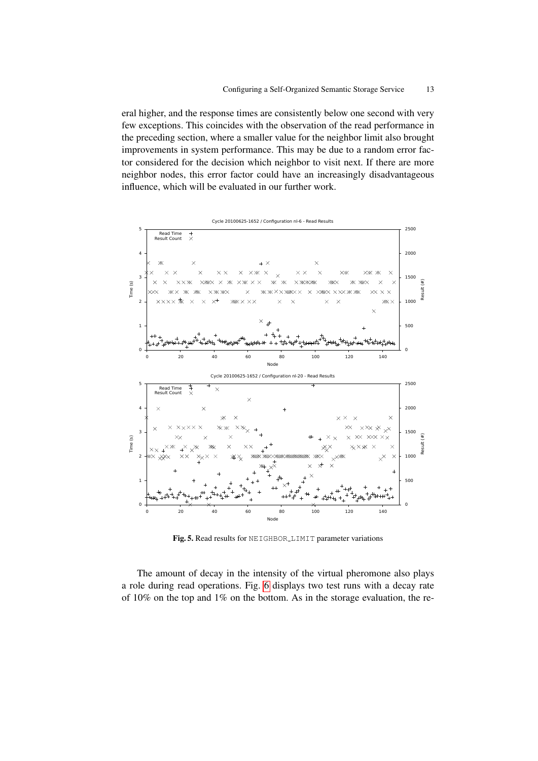eral higher, and the response times are consistently below one second with very few exceptions. This coincides with the observation of the read performance in the preceding section, where a smaller value for the neighbor limit also brought improvements in system performance. This may be due to a random error factor considered for the decision which neighbor to visit next. If there are more neighbor nodes, this error factor could have an increasingly disadvantageous influence, which will be evaluated in our further work.

**Fig. 5.** Read results for NEIGHBOR_LIMIT parameter variations

The amount of decay in the intensity of the virtual pheromone also plays a role during read operations. Fig. 6 displays two test runs with a decay rate of 10% on the top and 1% on the bottom. As in the storage evaluation, the re-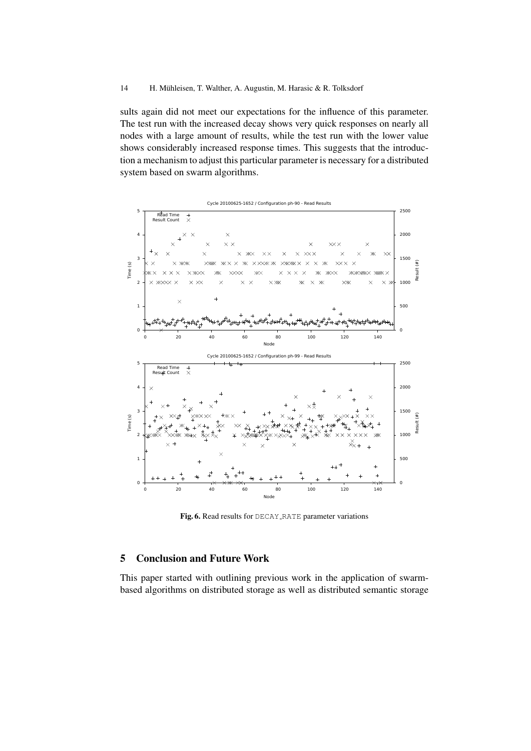sults again did not meet our expectations for the influence of this parameter. The test run with the increased decay shows very quick responses on nearly all nodes with a large amount of results, while the test run with the lower value shows considerably increased response times. This suggests that the introduction a mechanism to adjust this particular parameter is necessary for a distributed system based on swarm algorithms.

**Fig. 6.** Read results for DECAY_RATE parameter variations

## 5 Conclusion and Future Work

This paper started with outlining previous work in the application of swarm-based algorithms on distributed storage as well as distributed semantic storage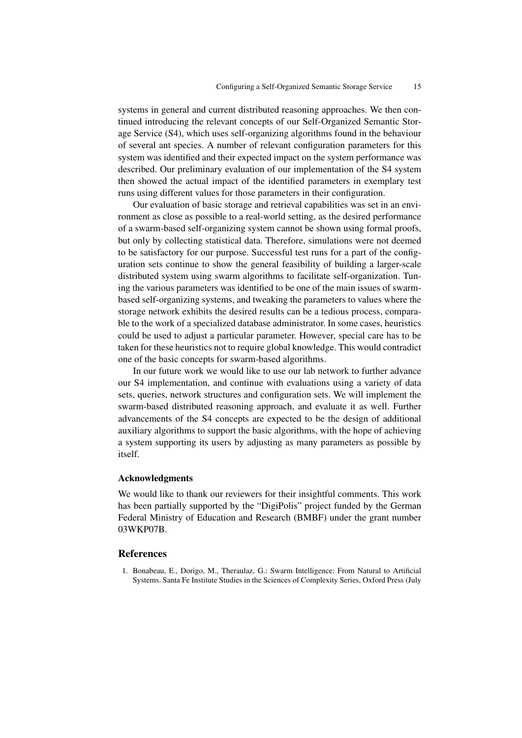systems in general and current distributed reasoning approaches. We then continued introducing the relevant concepts of our Self-Organized Semantic Storage Service (S4), which uses self-organizing algorithms found in the behaviour of several ant species. A number of relevant configuration parameters for this system was identified and their expected impact on the system performance was described. Our preliminary evaluation of our implementation of the S4 system then showed the actual impact of the identified parameters in exemplary test runs using different values for those parameters in their configuration.

Our evaluation of basic storage and retrieval capabilities was set in an environment as close as possible to a real-world setting, as the desired performance of a swarm-based self-organizing system cannot be shown using formal proofs, but only by collecting statistical data. Therefore, simulations were not deemed to be satisfactory for our purpose. Successful test runs for a part of the configuration sets continue to show the general feasibility of building a larger-scale distributed system using swarm algorithms to facilitate self-organization. Tuning the various parameters was identified to be one of the main issues of swarm-based self-organizing systems, and tweaking the parameters to values where the storage network exhibits the desired results can be a tedious process, comparable to the work of a specialized database administrator. In some cases, heuristics could be used to adjust a particular parameter. However, special care has to be taken for these heuristics not to require global knowledge. This would contradict one of the basic concepts for swarm-based algorithms.

In our future work we would like to use our lab network to further advance our S4 implementation, and continue with evaluations using a variety of data sets, queries, network structures and configuration sets. We will implement the swarm-based distributed reasoning approach, and evaluate it as well. Further advancements of the S4 concepts are expected to be the design of additional auxiliary algorithms to support the basic algorithms, with the hope of achieving a system supporting its users by adjusting as many parameters as possible by itself.

### Acknowledgments

We would like to thank our reviewers for their insightful comments. This work has been partially supported by the "DigiPolis" project funded by the German Federal Ministry of Education and Research (BMBF) under the grant number 03WKP07B.

## References

1. Bonabeau, E., Dorigo, M., Theraulaz, G.: Swarm Intelligence: From Natural to Artificial Systems. Santa Fe Institute Studies in the Sciences of Complexity Series, Oxford Press (July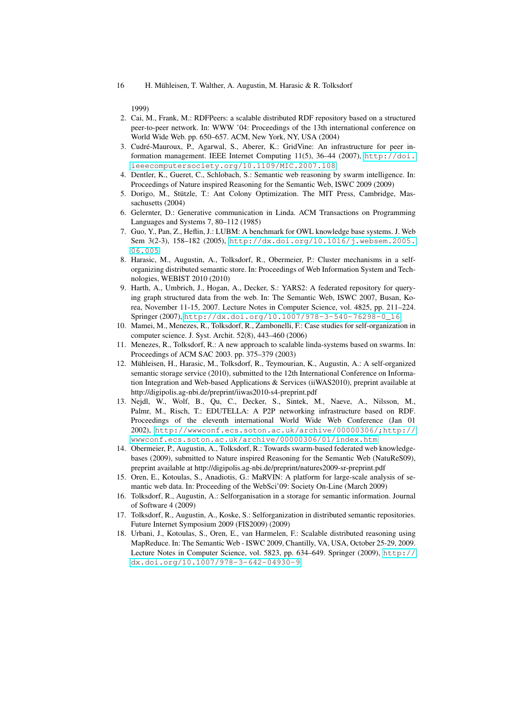1999)

2. Cai, M., Frank, M.: RDFPeers: a scalable distributed RDF repository based on a structured peer-to-peer network. In: WWW '04: Proceedings of the 13th international conference on World Wide Web. pp. 650–657. ACM, New York, NY, USA (2004)
3. Cudré-Mauroux, P., Agarwal, S., Aberer, K.: GridVine: An infrastructure for peer information management. IEEE Internet Computing 11(5), 36–44 (2007), http://doi.ieeecomputersociety.org/10.1109/MIC.2007.108
4. Dentler, K., Gueret, C., Schlobach, S.: Semantic web reasoning by swarm intelligence. In: Proceedings of Nature inspired Reasoning for the Semantic Web, ISWC 2009 (2009)
5. Dorigo, M., Stützle, T.: Ant Colony Optimization. The MIT Press, Cambridge, Massachusetts (2004)
6. Gelernter, D.: Generative communication in Linda. ACM Transactions on Programming Languages and Systems 7, 80–112 (1985)
7. Guo, Y., Pan, Z., Heflin, J.: LUBM: A benchmark for OWL knowledge base systems. J. Web Sem 3(2-3), 158–182 (2005), http://dx.doi.org/10.1016/j.websem.2005.06.005
8. Harasic, M., Augustin, A., Tolksdorf, R., Obermeier, P.: Cluster mechanisms in a self-organizing distributed semantic store. In: Proceedings of Web Information System and Technologies, WEBIST 2010 (2010)
9. Harth, A., Umbrich, J., Hogan, A., Decker, S.: YARS2: A federated repository for querying graph structured data from the web. In: The Semantic Web, ISWC 2007, Busan, Korea, November 11-15, 2007. Lecture Notes in Computer Science, vol. 4825, pp. 211–224. Springer (2007), http://dx.doi.org/10.1007/978-3-540-76298-0_16
10. Mamei, M., Menezes, R., Tolksdorf, R., Zambonelli, F.: Case studies for self-organization in computer science. J. Syst. Archit. 52(8), 443–460 (2006)
11. Menezes, R., Tolksdorf, R.: A new approach to scalable linda-systems based on swarms. In: Proceedings of ACM SAC 2003. pp. 375–379 (2003)
12. Mühleisen, H., Harasic, M., Tolksdorf, R., Teymourian, K., Augustin, A.: A self-organized semantic storage service (2010), submitted to the 12th International Conference on Information Integration and Web-based Applications & Services (iiWAS2010), preprint available at http://digipolis.ag-nbi.de/preprint/iiwas2010-s4-preprint.pdf
13. Nejdl, W., Wolf, B., Qu, C., Decker, S., Sintek, M., Naeve, A., Nilsson, M., Palmr, M., Risch, T.: EDUTELLA: A P2P networking infrastructure based on RDF. Proceedings of the eleventh international World Wide Web Conference (Jan 01 2002), http://wwwconf.ecs.soton.ac.uk/archive/00000306/;http://wwwconf.ecs.soton.ac.uk/archive/00000306/01/index.htm
14. Obermeier, P., Augustin, A., Tolksdorf, R.: Towards swarm-based federated web knowledgebases (2009), submitted to Nature inspired Reasoning for the Semantic Web (NatuReS09), preprint available at http://digipolis.ag-nbi.de/preprint/natures2009-sr-preprint.pdf
15. Oren, E., Kotoulas, S., Anadiotis, G.: MaRVIN: A platform for large-scale analysis of semantic web data. In: Proceeding of the WebSci'09: Society On-Line (March 2009)
16. Tolksdorf, R., Augustin, A.: Selforganisation in a storage for semantic information. Journal of Software 4 (2009)
17. Tolksdorf, R., Augustin, A., Koske, S.: Selforganization in distributed semantic repositories. Future Internet Symposium 2009 (FIS2009) (2009)
18. Urbani, J., Kotoulas, S., Oren, E., van Harmelen, F.: Scalable distributed reasoning using MapReduce. In: The Semantic Web - ISWC 2009, Chantilly, VA, USA, October 25-29, 2009. Lecture Notes in Computer Science, vol. 5823, pp. 634–649. Springer (2009), http://dx.doi.org/10.1007/978-3-642-04930-9